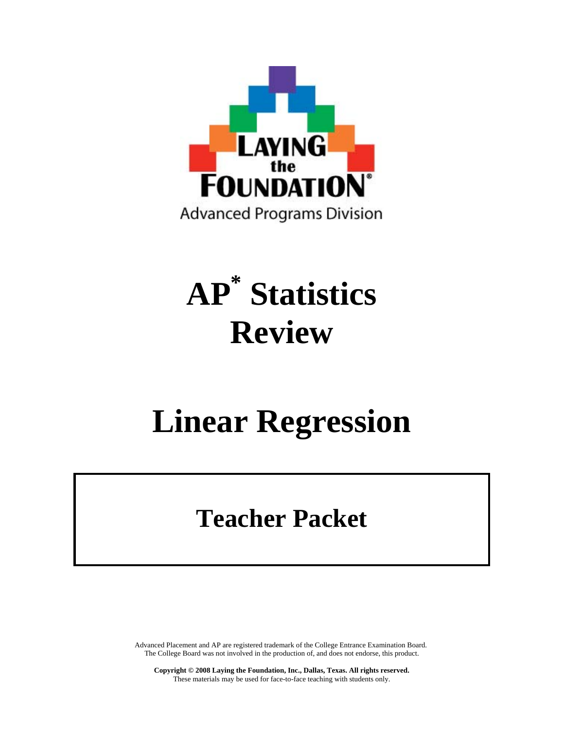LAYING the FOUNDATION®

Advanced Programs Division

# AP* Statistics Review

# Linear Regression

## Teacher Packet

Advanced Placement and AP are registered trademark of the College Entrance Examination Board. The College Board was not involved in the production of, and does not endorse, this product.

**Copyright © 2008 Laying the Foundation, Inc., Dallas, Texas. All rights reserved.**
These materials may be used for face-to-face teaching with students only.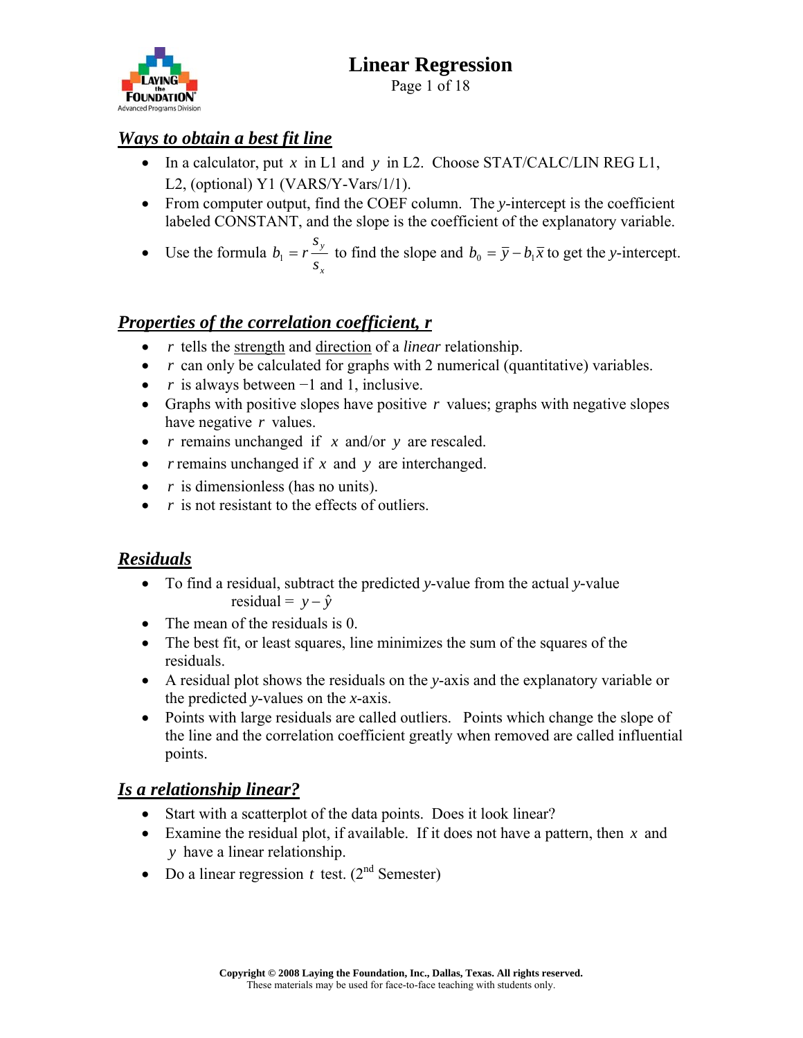# Linear Regression

## *Ways to obtain a best fit line*

- In a calculator, put $x$ in L1 and $y$ in L2. Choose STAT/CALC/LIN REG L1, L2, (optional) Y1 (VARS/Y-Vars/1/1).
- From computer output, find the COEF column. The *y*-intercept is the coefficient labeled CONSTANT, and the slope is the coefficient of the explanatory variable.
- Use the formula $b_1 = r\frac{s_y}{s_x}$ to find the slope and $b_0 = \bar{y} - b_1\bar{x}$ to get the *y*-intercept.

## *Properties of the correlation coefficient, r*

- $r$ tells the strength and direction of a *linear* relationship.
- $r$ can only be calculated for graphs with 2 numerical (quantitative) variables.
- $r$ is always between −1 and 1, inclusive.
- Graphs with positive slopes have positive $r$ values; graphs with negative slopes have negative $r$ values.
- $r$ remains unchanged if $x$ and/or $y$ are rescaled.
- $r$ remains unchanged if $x$ and $y$ are interchanged.
- $r$ is dimensionless (has no units).
- $r$ is not resistant to the effects of outliers.

## *Residuals*

- To find a residual, subtract the predicted *y*-value from the actual *y*-value
  residual = $y - \hat{y}$
- The mean of the residuals is 0.
- The best fit, or least squares, line minimizes the sum of the squares of the residuals.
- A residual plot shows the residuals on the *y*-axis and the explanatory variable or the predicted *y*-values on the *x*-axis.
- Points with large residuals are called outliers. Points which change the slope of the line and the correlation coefficient greatly when removed are called influential points.

## *Is a relationship linear?*

- Start with a scatterplot of the data points. Does it look linear?
- Examine the residual plot, if available. If it does not have a pattern, then $x$ and $y$ have a linear relationship.
- Do a linear regression $t$ test. (2nd Semester)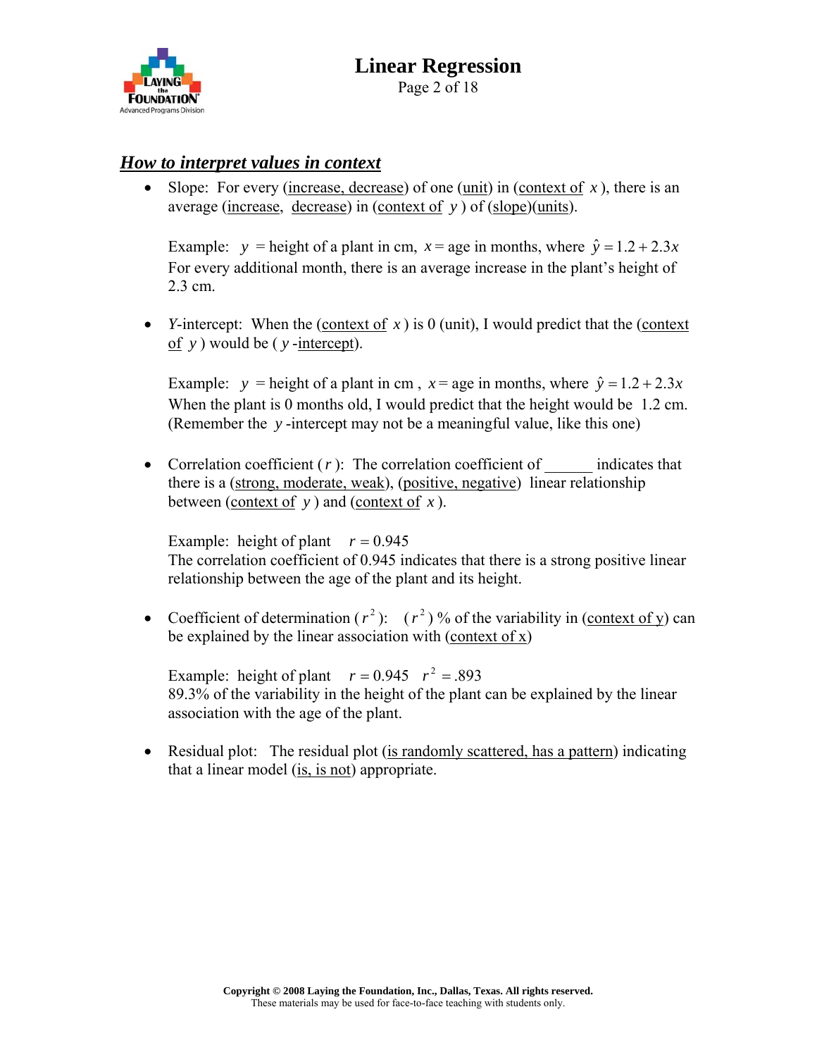## *How to interpret values in context*

- Slope: For every (increase, decrease) of one (unit) in (context of $x$), there is an average (increase, decrease) in (context of $y$) of (slope)(units).

  Example: $y$ = height of a plant in cm, $x$ = age in months, where $\hat{y} = 1.2 + 2.3x$
  For every additional month, there is an average increase in the plant's height of 2.3 cm.

- *Y*-intercept: When the (context of $x$) is 0 (unit), I would predict that the (context of $y$) would be ($y$-intercept).

  Example: $y$ = height of a plant in cm , $x$ = age in months, where $\hat{y} = 1.2 + 2.3x$
  When the plant is 0 months old, I would predict that the height would be 1.2 cm. (Remember the $y$-intercept may not be a meaningful value, like this one)

- Correlation coefficient ($r$): The correlation coefficient of ______ indicates that there is a (strong, moderate, weak), (positive, negative) linear relationship between (context of $y$) and (context of $x$).

  Example: height of plant $r = 0.945$
  The correlation coefficient of 0.945 indicates that there is a strong positive linear relationship between the age of the plant and its height.

- Coefficient of determination ($r^2$): ($r^2$) % of the variability in (context of y) can be explained by the linear association with (context of x)

  Example: height of plant $r = 0.945$ $r^2 = .893$
  89.3% of the variability in the height of the plant can be explained by the linear association with the age of the plant.

- Residual plot: The residual plot (is randomly scattered, has a pattern) indicating that a linear model (is, is not) appropriate.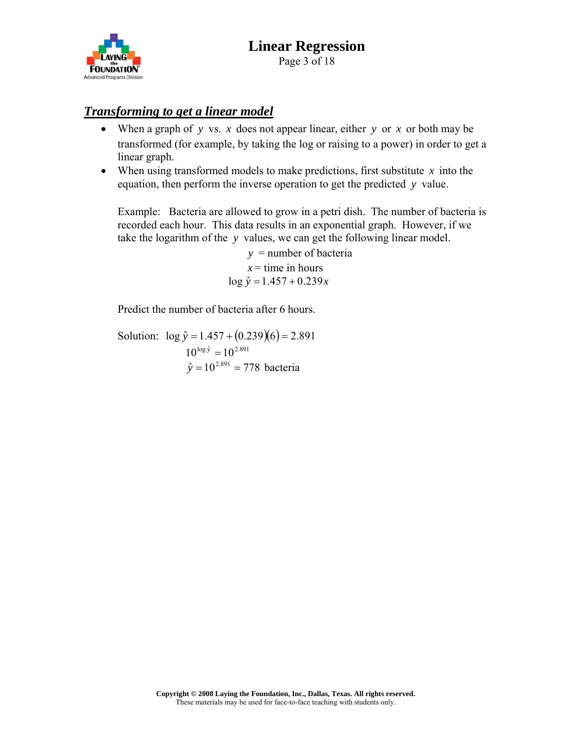## ***Transforming to get a linear model***

- When a graph of $y$ vs. $x$ does not appear linear, either $y$ or $x$ or both may be transformed (for example, by taking the log or raising to a power) in order to get a linear graph.
- When using transformed models to make predictions, first substitute $x$ into the equation, then perform the inverse operation to get the predicted $y$ value.

  Example: Bacteria are allowed to grow in a petri dish. The number of bacteria is recorded each hour. This data results in an exponential graph. However, if we take the logarithm of the $y$ values, we can get the following linear model.

  $$y = \text{number of bacteria}$$
  $$x = \text{time in hours}$$
  $$\log \hat{y} = 1.457 + 0.239x$$

  Predict the number of bacteria after 6 hours.

  Solution: $\log \hat{y} = 1.457 + (0.239)(6) = 2.891$

  $$10^{\log \hat{y}} = 10^{2.891}$$
  $$\hat{y} = 10^{2.891} = 778 \text{ bacteria}$$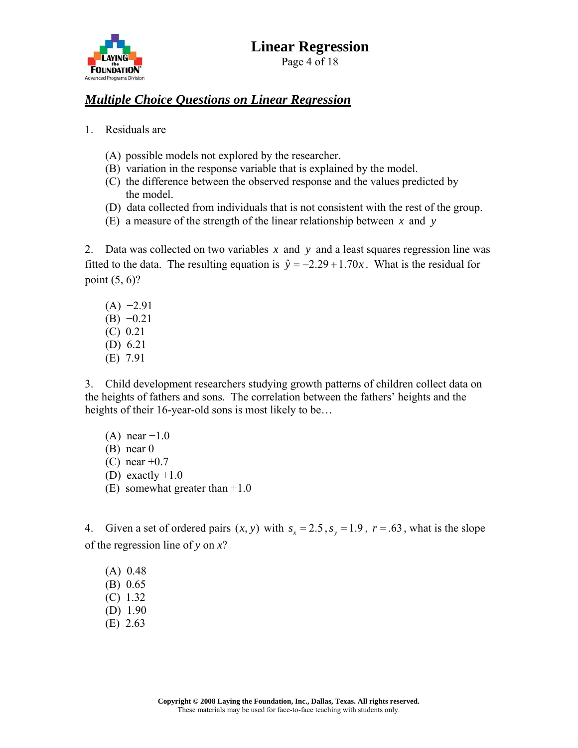## *Multiple Choice Questions on Linear Regression*

1. Residuals are

   (A) possible models not explored by the researcher.
   (B) variation in the response variable that is explained by the model.
   (C) the difference between the observed response and the values predicted by the model.
   (D) data collected from individuals that is not consistent with the rest of the group.
   (E) a measure of the strength of the linear relationship between $x$ and $y$

2. Data was collected on two variables $x$ and $y$ and a least squares regression line was fitted to the data. The resulting equation is $\hat{y} = -2.29 + 1.70x$. What is the residual for point (5, 6)?

   (A) −2.91
   (B) −0.21
   (C) 0.21
   (D) 6.21
   (E) 7.91

3. Child development researchers studying growth patterns of children collect data on the heights of fathers and sons. The correlation between the fathers' heights and the heights of their 16-year-old sons is most likely to be…

   (A) near −1.0
   (B) near 0
   (C) near +0.7
   (D) exactly +1.0
   (E) somewhat greater than +1.0

4. Given a set of ordered pairs $(x, y)$ with $s_x = 2.5$, $s_y = 1.9$, $r = .63$, what is the slope of the regression line of *y* on *x*?

   (A) 0.48
   (B) 0.65
   (C) 1.32
   (D) 1.90
   (E) 2.63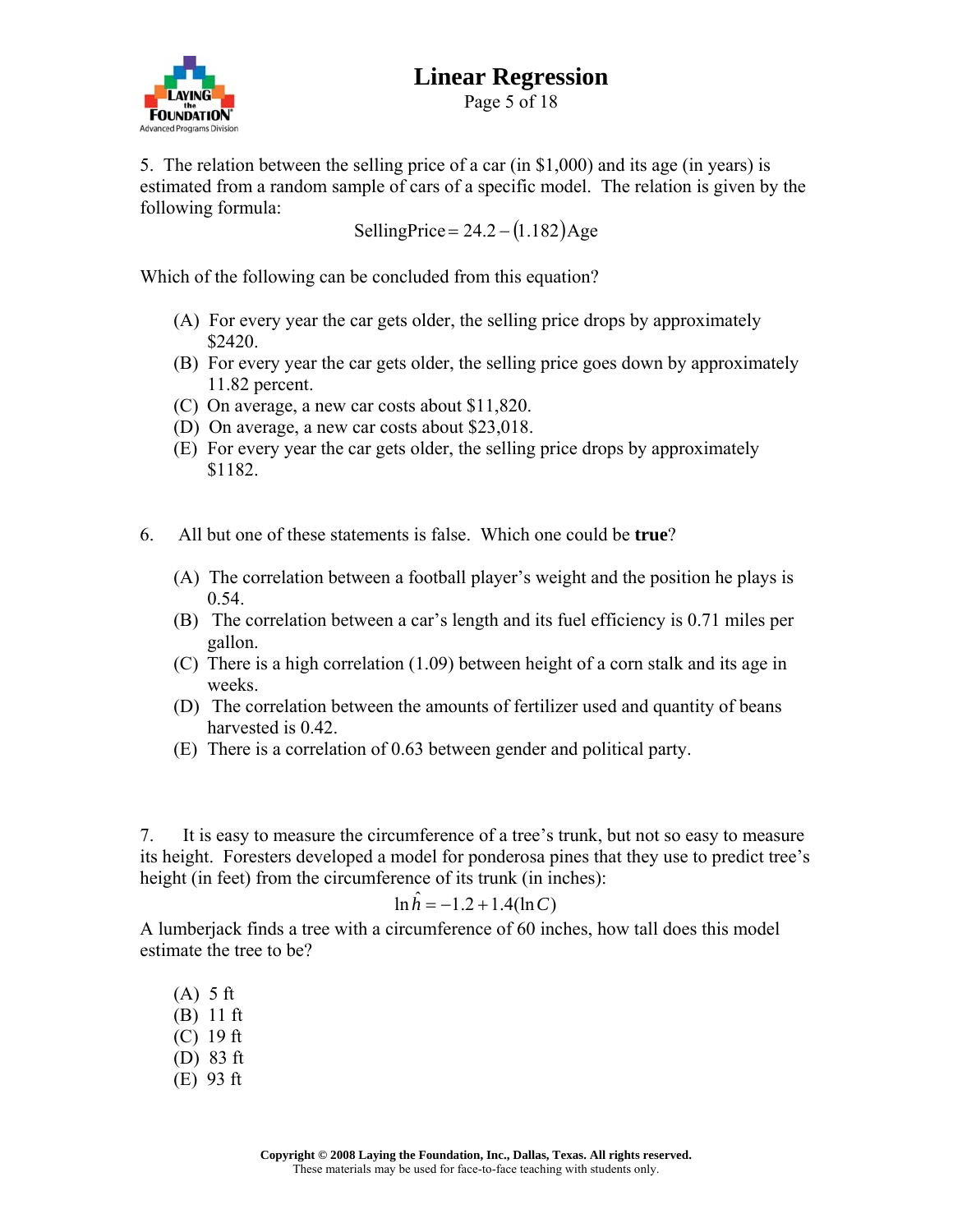5. The relation between the selling price of a car (in $1,000) and its age (in years) is estimated from a random sample of cars of a specific model. The relation is given by the following formula:

$$\text{SellingPrice} = 24.2 - (1.182)\text{Age}$$

Which of the following can be concluded from this equation?

(A) For every year the car gets older, the selling price drops by approximately $2420.
(B) For every year the car gets older, the selling price goes down by approximately 11.82 percent.
(C) On average, a new car costs about $11,820.
(D) On average, a new car costs about $23,018.
(E) For every year the car gets older, the selling price drops by approximately $1182.

6. All but one of these statements is false. Which one could be **true**?

(A) The correlation between a football player's weight and the position he plays is 0.54.
(B) The correlation between a car's length and its fuel efficiency is 0.71 miles per gallon.
(C) There is a high correlation (1.09) between height of a corn stalk and its age in weeks.
(D) The correlation between the amounts of fertilizer used and quantity of beans harvested is 0.42.
(E) There is a correlation of 0.63 between gender and political party.

7. It is easy to measure the circumference of a tree's trunk, but not so easy to measure its height. Foresters developed a model for ponderosa pines that they use to predict tree's height (in feet) from the circumference of its trunk (in inches):

$$\ln \hat{h} = -1.2 + 1.4(\ln C)$$

A lumberjack finds a tree with a circumference of 60 inches, how tall does this model estimate the tree to be?

(A) 5 ft
(B) 11 ft
(C) 19 ft
(D) 83 ft
(E) 93 ft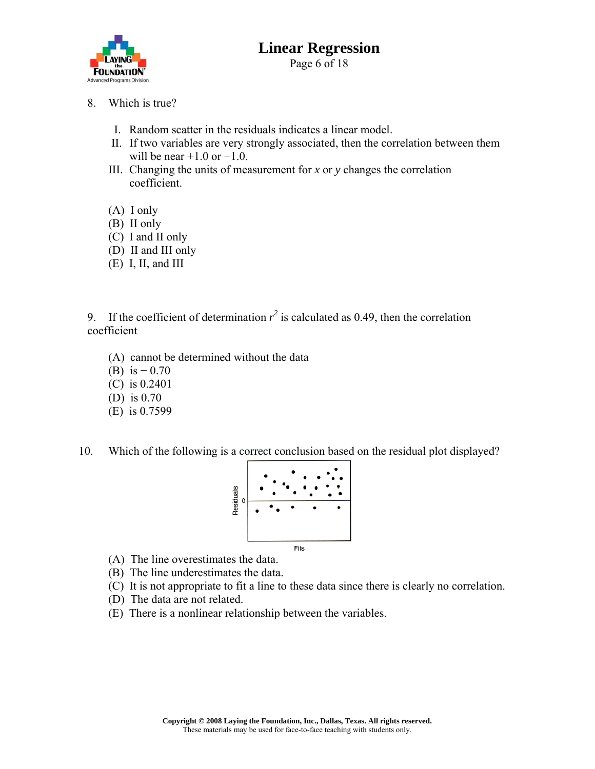8. Which is true?

   I. Random scatter in the residuals indicates a linear model.
   II. If two variables are very strongly associated, then the correlation between them will be near +1.0 or −1.0.
   III. Changing the units of measurement for $x$ or $y$ changes the correlation coefficient.

   (A) I only
   (B) II only
   (C) I and II only
   (D) II and III only
   (E) I, II, and III

9. If the coefficient of determination $r^2$ is calculated as 0.49, then the correlation coefficient

   (A) cannot be determined without the data
   (B) is − 0.70
   (C) is 0.2401
   (D) is 0.70
   (E) is 0.7599

10. Which of the following is a correct conclusion based on the residual plot displayed?

   (A) The line overestimates the data.
   (B) The line underestimates the data.
   (C) It is not appropriate to fit a line to these data since there is clearly no correlation.
   (D) The data are not related.
   (E) There is a nonlinear relationship between the variables.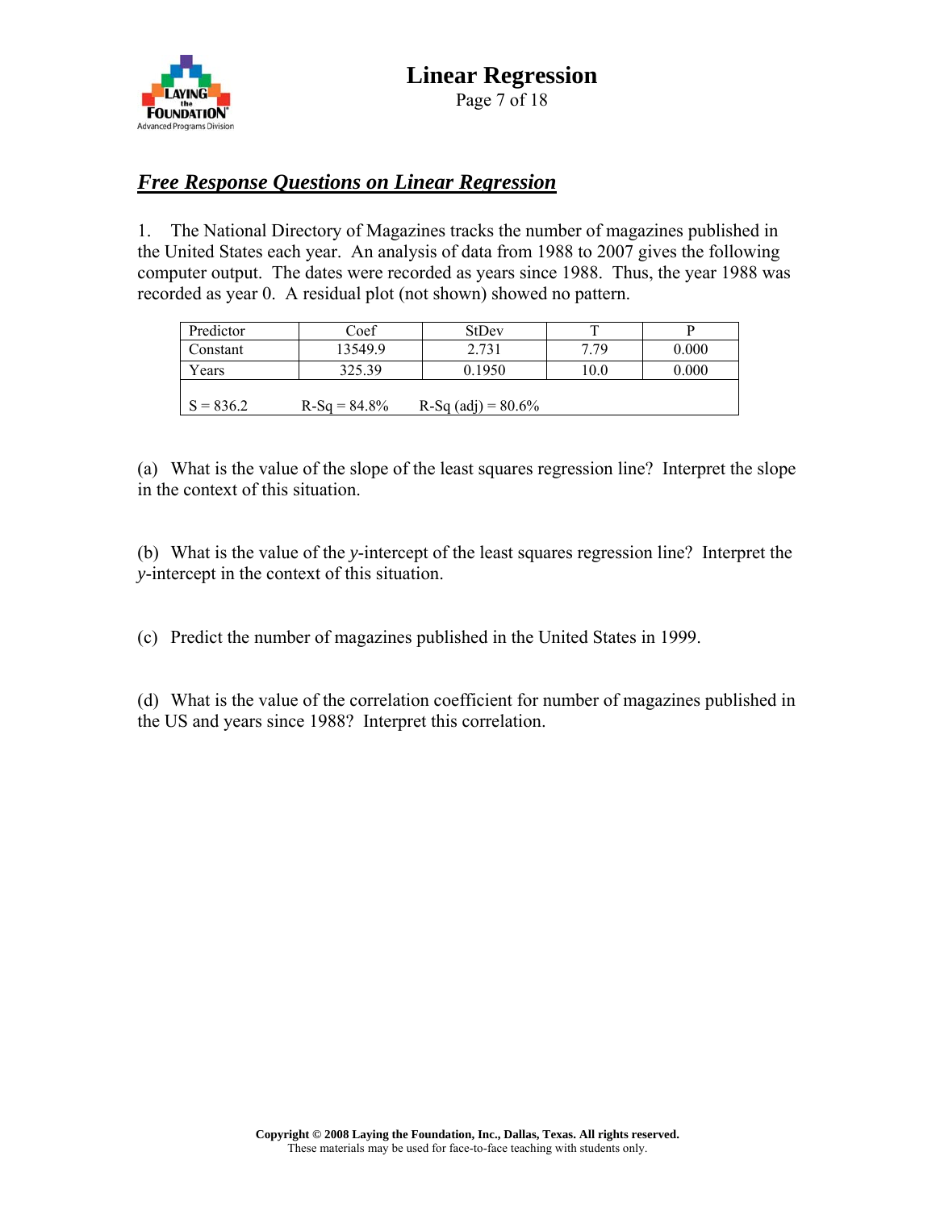## ***Free Response Questions on Linear Regression***

1. The National Directory of Magazines tracks the number of magazines published in the United States each year. An analysis of data from 1988 to 2007 gives the following computer output. The dates were recorded as years since 1988. Thus, the year 1988 was recorded as year 0. A residual plot (not shown) showed no pattern.

| Predictor | Coef | StDev | T | P |
|---|---|---|---|---|
| Constant | 13549.9 | 2.731 | 7.79 | 0.000 |
| Years | 325.39 | 0.1950 | 10.0 | 0.000 |
| S = 836.2 | R-Sq = 84.8% | R-Sq (adj) = 80.6% | | |

(a) What is the value of the slope of the least squares regression line? Interpret the slope in the context of this situation.

(b) What is the value of the *y*-intercept of the least squares regression line? Interpret the *y*-intercept in the context of this situation.

(c) Predict the number of magazines published in the United States in 1999.

(d) What is the value of the correlation coefficient for number of magazines published in the US and years since 1988? Interpret this correlation.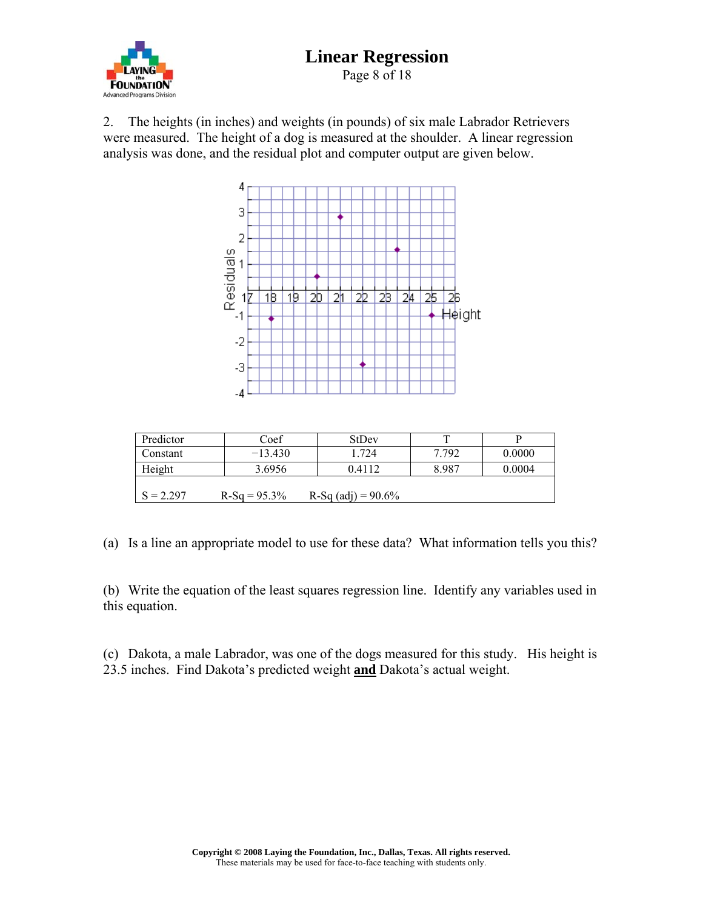2. The heights (in inches) and weights (in pounds) of six male Labrador Retrievers were measured. The height of a dog is measured at the shoulder. A linear regression analysis was done, and the residual plot and computer output are given below.

| Predictor | Coef | StDev | T | P |
|---|---|---|---|---|
| Constant | −13.430 | 1.724 | 7.792 | 0.0000 |
| Height | 3.6956 | 0.4112 | 8.987 | 0.0004 |
| S = 2.297 | R-Sq = 95.3% | R-Sq (adj) = 90.6% | | |

(a) Is a line an appropriate model to use for these data? What information tells you this?

(b) Write the equation of the least squares regression line. Identify any variables used in this equation.

(c) Dakota, a male Labrador, was one of the dogs measured for this study. His height is 23.5 inches. Find Dakota's predicted weight **and** Dakota's actual weight.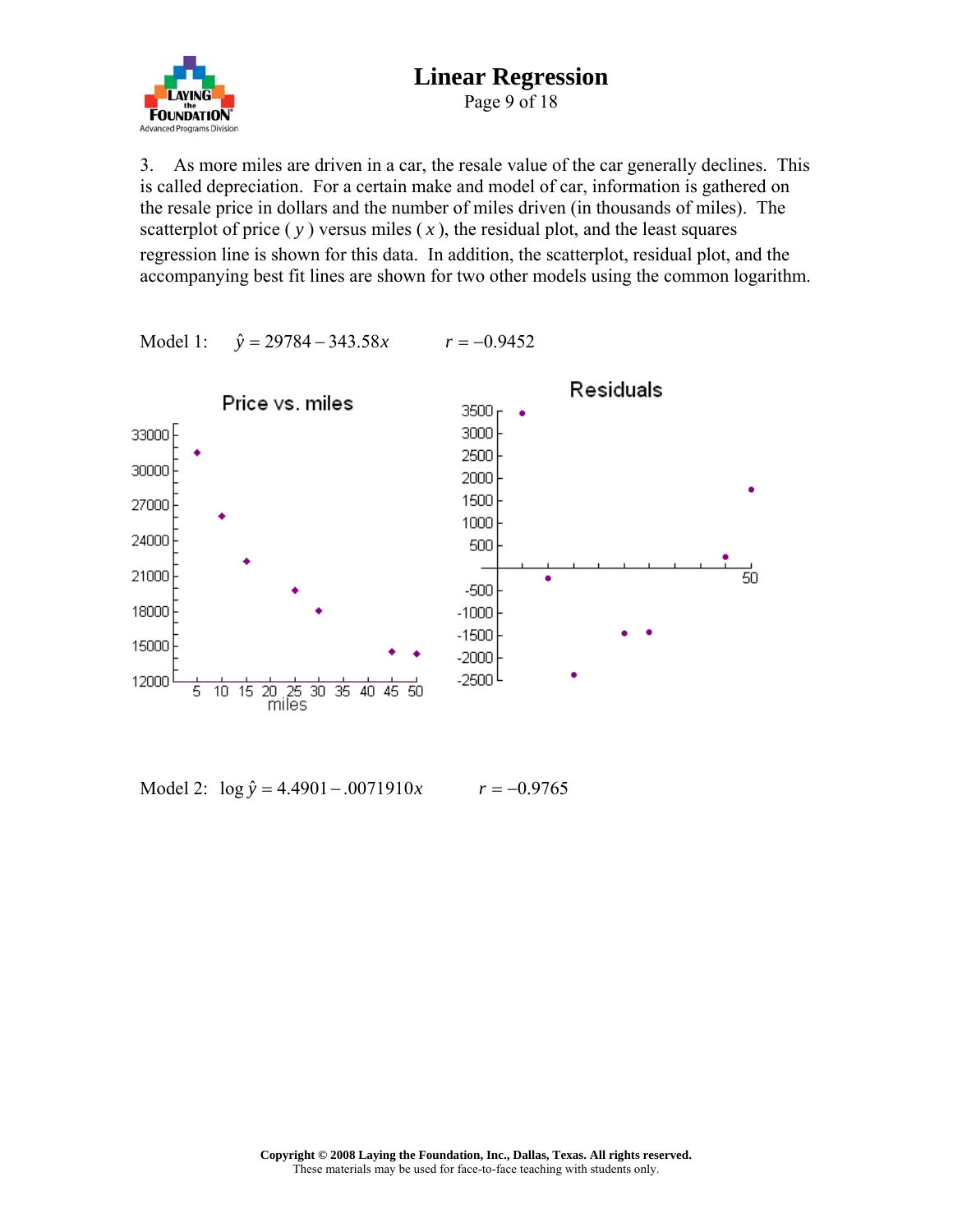3. As more miles are driven in a car, the resale value of the car generally declines. This is called depreciation. For a certain make and model of car, information is gathered on the resale price in dollars and the number of miles driven (in thousands of miles). The scatterplot of price ( $y$ ) versus miles ( $x$ ), the residual plot, and the least squares regression line is shown for this data. In addition, the scatterplot, residual plot, and the accompanying best fit lines are shown for two other models using the common logarithm.

Model 1: $\hat{y} = 29784 - 343.58x$ $\quad r = -0.9452$

Model 2: $\log \hat{y} = 4.4901 - .0071910x$ $\quad r = -0.9765$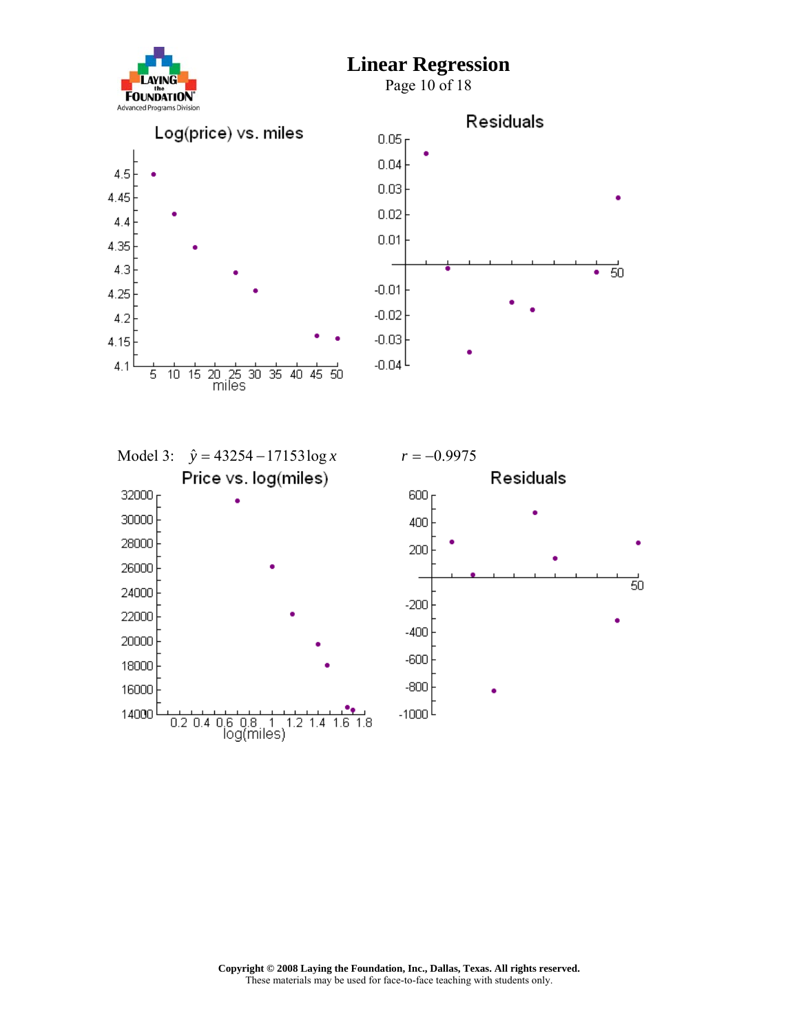Log(price) vs. miles

Residuals

Model 3: $\hat{y} = 43254 - 17153 \log x$ $\quad r = -0.9975$

Price vs. log(miles)

Residuals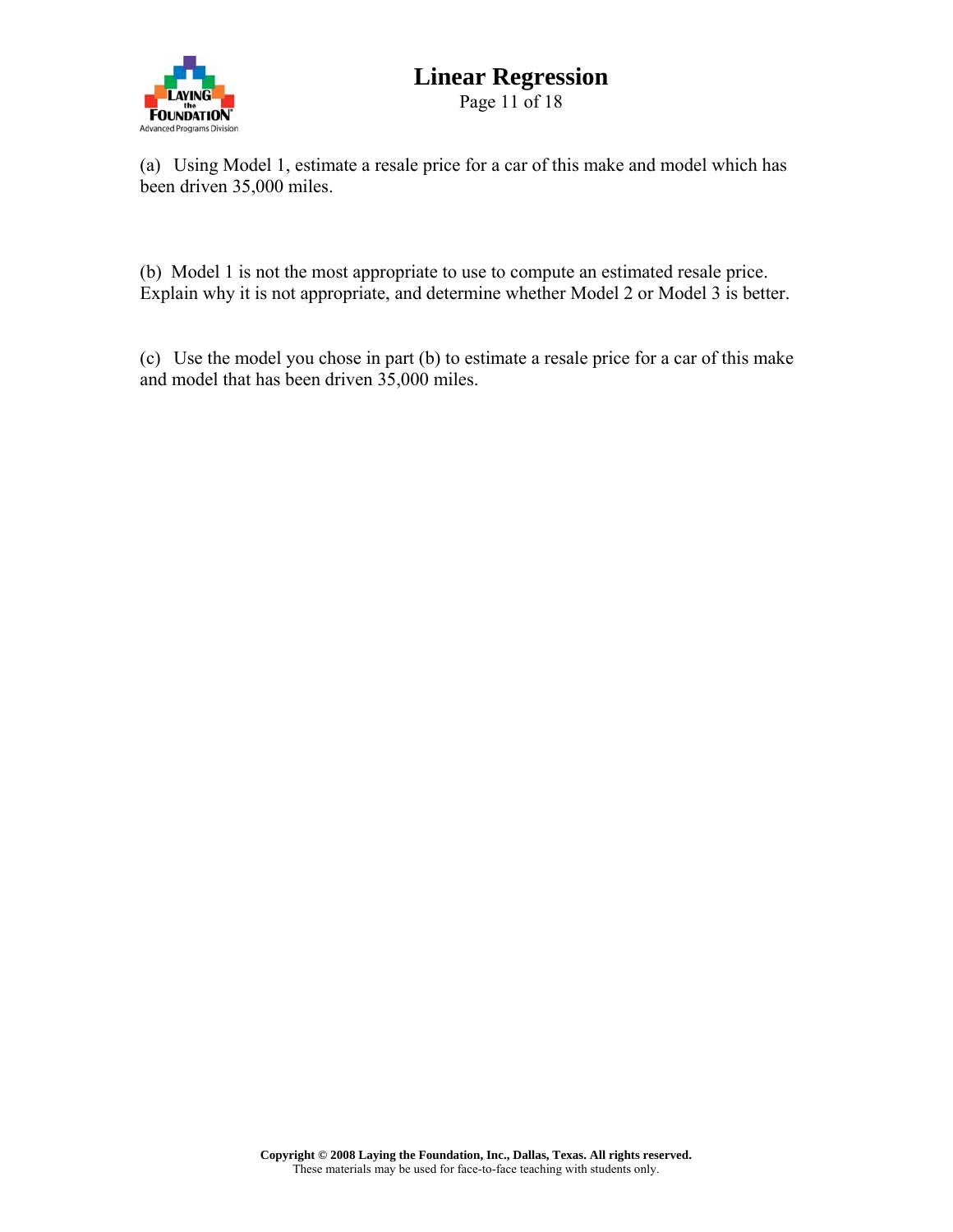(a) Using Model 1, estimate a resale price for a car of this make and model which has been driven 35,000 miles.

(b) Model 1 is not the most appropriate to use to compute an estimated resale price. Explain why it is not appropriate, and determine whether Model 2 or Model 3 is better.

(c) Use the model you chose in part (b) to estimate a resale price for a car of this make and model that has been driven 35,000 miles.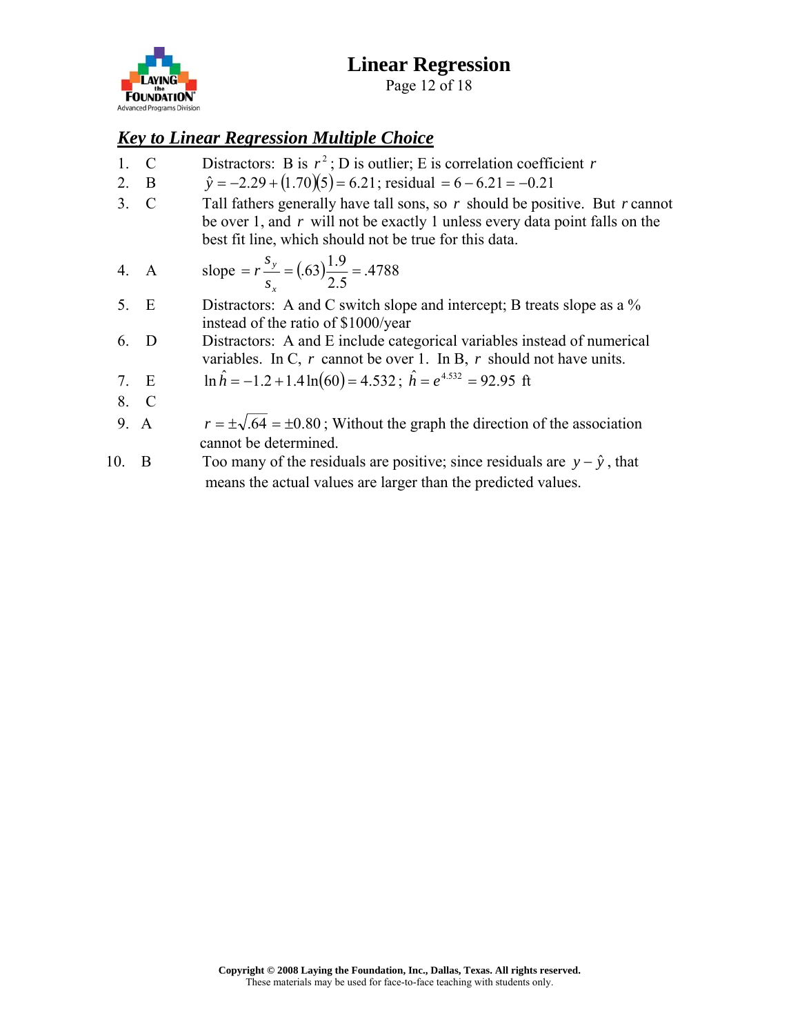## ***Key to Linear Regression Multiple Choice***

1. C  Distractors: B is $r^2$; D is outlier; E is correlation coefficient $r$
2. B  $\hat{y} = -2.29 + (1.70)(5) = 6.21$; residual $= 6 - 6.21 = -0.21$
3. C  Tall fathers generally have tall sons, so $r$ should be positive. But $r$ cannot be over 1, and $r$ will not be exactly 1 unless every data point falls on the best fit line, which should not be true for this data.
4. A  slope $= r\dfrac{s_y}{s_x} = (.63)\dfrac{1.9}{2.5} = .4788$
5. E  Distractors: A and C switch slope and intercept; B treats slope as a % instead of the ratio of $1000/year
6. D  Distractors: A and E include categorical variables instead of numerical variables. In C, $r$ cannot be over 1. In B, $r$ should not have units.
7. E  $\ln \hat{h} = -1.2 + 1.4\ln(60) = 4.532$; $\hat{h} = e^{4.532} = 92.95$ ft
8. C
9. A  $r = \pm\sqrt{.64} = \pm 0.80$; Without the graph the direction of the association cannot be determined.
10. B  Too many of the residuals are positive; since residuals are $y - \hat{y}$, that means the actual values are larger than the predicted values.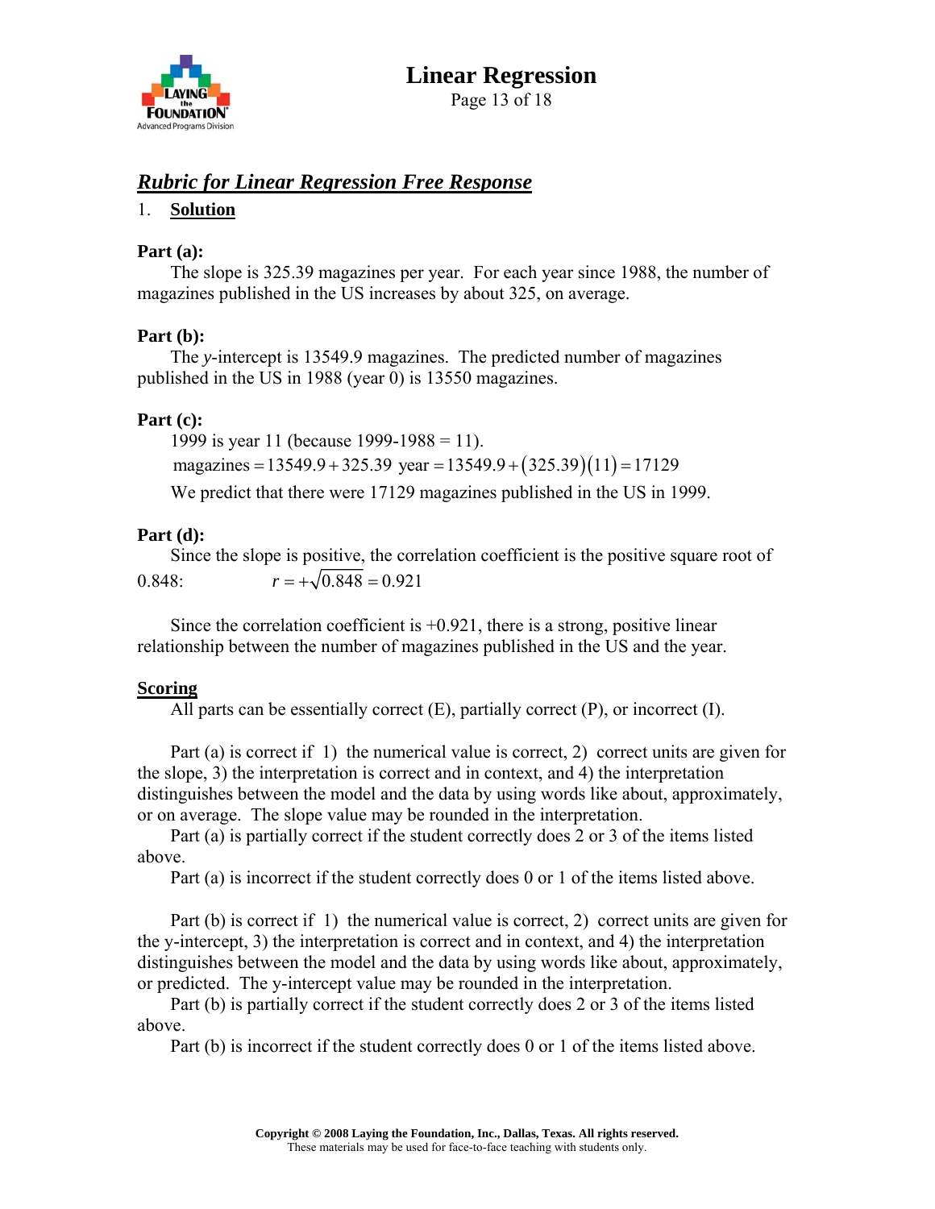## *Rubric for Linear Regression Free Response*

1. **Solution**

**Part (a):**

The slope is 325.39 magazines per year. For each year since 1988, the number of magazines published in the US increases by about 325, on average.

**Part (b):**

The *y*-intercept is 13549.9 magazines. The predicted number of magazines published in the US in 1988 (year 0) is 13550 magazines.

**Part (c):**

1999 is year 11 (because 1999-1988 = 11).

$$\text{magazines} = 13549.9 + 325.39\ \text{year} = 13549.9 + (325.39)(11) = 17129$$

We predict that there were 17129 magazines published in the US in 1999.

**Part (d):**

Since the slope is positive, the correlation coefficient is the positive square root of 0.848: $r = +\sqrt{0.848} = 0.921$

Since the correlation coefficient is +0.921, there is a strong, positive linear relationship between the number of magazines published in the US and the year.

**Scoring**

All parts can be essentially correct (E), partially correct (P), or incorrect (I).

Part (a) is correct if 1) the numerical value is correct, 2) correct units are given for the slope, 3) the interpretation is correct and in context, and 4) the interpretation distinguishes between the model and the data by using words like about, approximately, or on average. The slope value may be rounded in the interpretation.

Part (a) is partially correct if the student correctly does 2 or 3 of the items listed above.

Part (a) is incorrect if the student correctly does 0 or 1 of the items listed above.

Part (b) is correct if 1) the numerical value is correct, 2) correct units are given for the y-intercept, 3) the interpretation is correct and in context, and 4) the interpretation distinguishes between the model and the data by using words like about, approximately, or predicted. The y-intercept value may be rounded in the interpretation.

Part (b) is partially correct if the student correctly does 2 or 3 of the items listed above.

Part (b) is incorrect if the student correctly does 0 or 1 of the items listed above.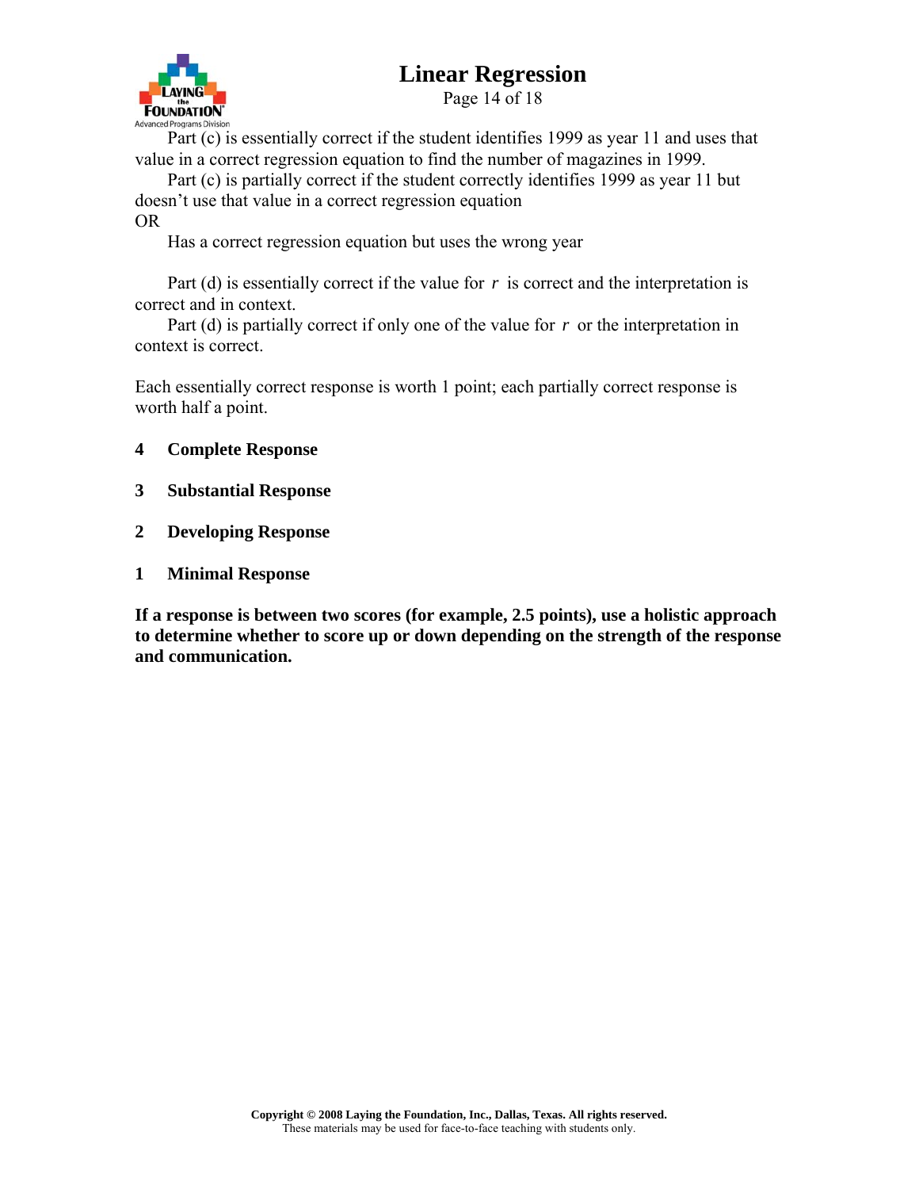Part (c) is essentially correct if the student identifies 1999 as year 11 and uses that value in a correct regression equation to find the number of magazines in 1999.

Part (c) is partially correct if the student correctly identifies 1999 as year 11 but doesn't use that value in a correct regression equation
OR

Has a correct regression equation but uses the wrong year

Part (d) is essentially correct if the value for $r$ is correct and the interpretation is correct and in context.

Part (d) is partially correct if only one of the value for $r$ or the interpretation in context is correct.

Each essentially correct response is worth 1 point; each partially correct response is worth half a point.

**4 Complete Response**

**3 Substantial Response**

**2 Developing Response**

**1 Minimal Response**

**If a response is between two scores (for example, 2.5 points), use a holistic approach to determine whether to score up or down depending on the strength of the response and communication.**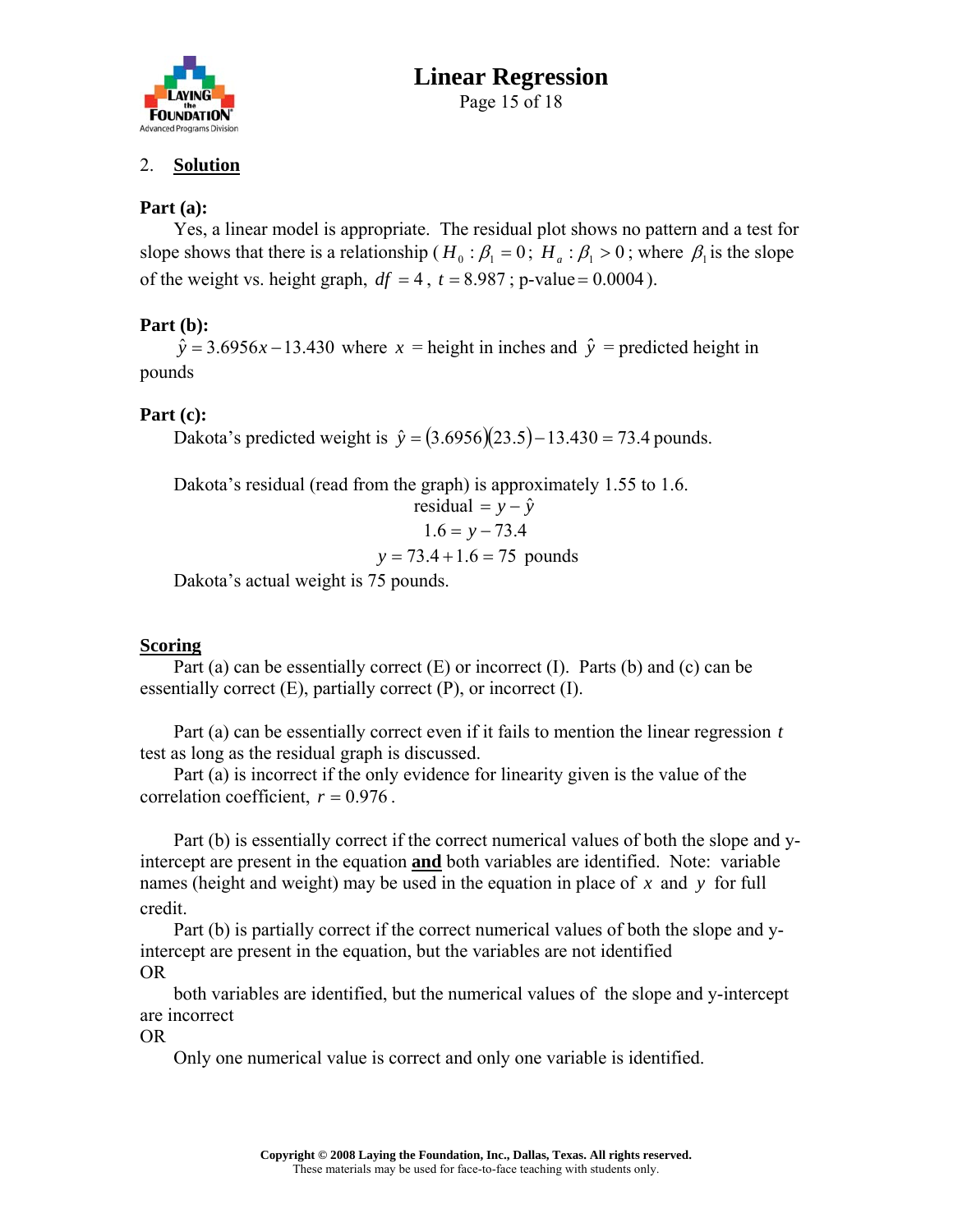2. **Solution**

**Part (a):**

Yes, a linear model is appropriate. The residual plot shows no pattern and a test for slope shows that there is a relationship ( $H_0 : \beta_1 = 0$; $H_a : \beta_1 > 0$; where $\beta_1$ is the slope of the weight vs. height graph, $df = 4$, $t = 8.987$; p-value$= 0.0004$ ).

**Part (b):**

$\hat{y} = 3.6956x - 13.430$ where $x$ = height in inches and $\hat{y}$ = predicted height in pounds

**Part (c):**

Dakota's predicted weight is $\hat{y} = (3.6956)(23.5) - 13.430 = 73.4$ pounds.

Dakota's residual (read from the graph) is approximately 1.55 to 1.6.

$$\text{residual} = y - \hat{y}$$
$$1.6 = y - 73.4$$
$$y = 73.4 + 1.6 = 75 \text{ pounds}$$

Dakota's actual weight is 75 pounds.

**Scoring**

Part (a) can be essentially correct (E) or incorrect (I). Parts (b) and (c) can be essentially correct (E), partially correct (P), or incorrect (I).

Part (a) can be essentially correct even if it fails to mention the linear regression $t$ test as long as the residual graph is discussed.

Part (a) is incorrect if the only evidence for linearity given is the value of the correlation coefficient, $r = 0.976$.

Part (b) is essentially correct if the correct numerical values of both the slope and y-intercept are present in the equation **and** both variables are identified. Note: variable names (height and weight) may be used in the equation in place of $x$ and $y$ for full credit.

Part (b) is partially correct if the correct numerical values of both the slope and y-intercept are present in the equation, but the variables are not identified

OR

both variables are identified, but the numerical values of the slope and y-intercept are incorrect

OR

Only one numerical value is correct and only one variable is identified.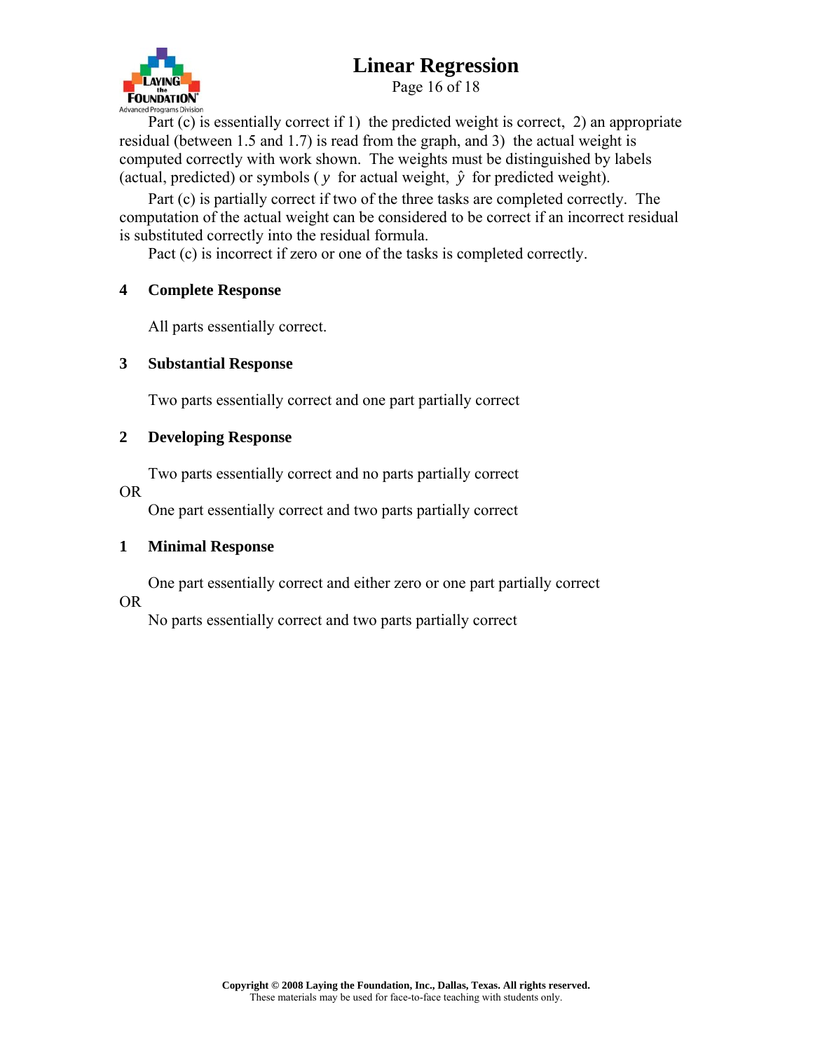Part (c) is essentially correct if 1) the predicted weight is correct, 2) an appropriate residual (between 1.5 and 1.7) is read from the graph, and 3) the actual weight is computed correctly with work shown. The weights must be distinguished by labels (actual, predicted) or symbols ( $y$ for actual weight, $\hat{y}$ for predicted weight).

Part (c) is partially correct if two of the three tasks are completed correctly. The computation of the actual weight can be considered to be correct if an incorrect residual is substituted correctly into the residual formula.

Pact (c) is incorrect if zero or one of the tasks is completed correctly.

**4 Complete Response**

All parts essentially correct.

**3 Substantial Response**

Two parts essentially correct and one part partially correct

**2 Developing Response**

Two parts essentially correct and no parts partially correct

OR

One part essentially correct and two parts partially correct

**1 Minimal Response**

One part essentially correct and either zero or one part partially correct

OR

No parts essentially correct and two parts partially correct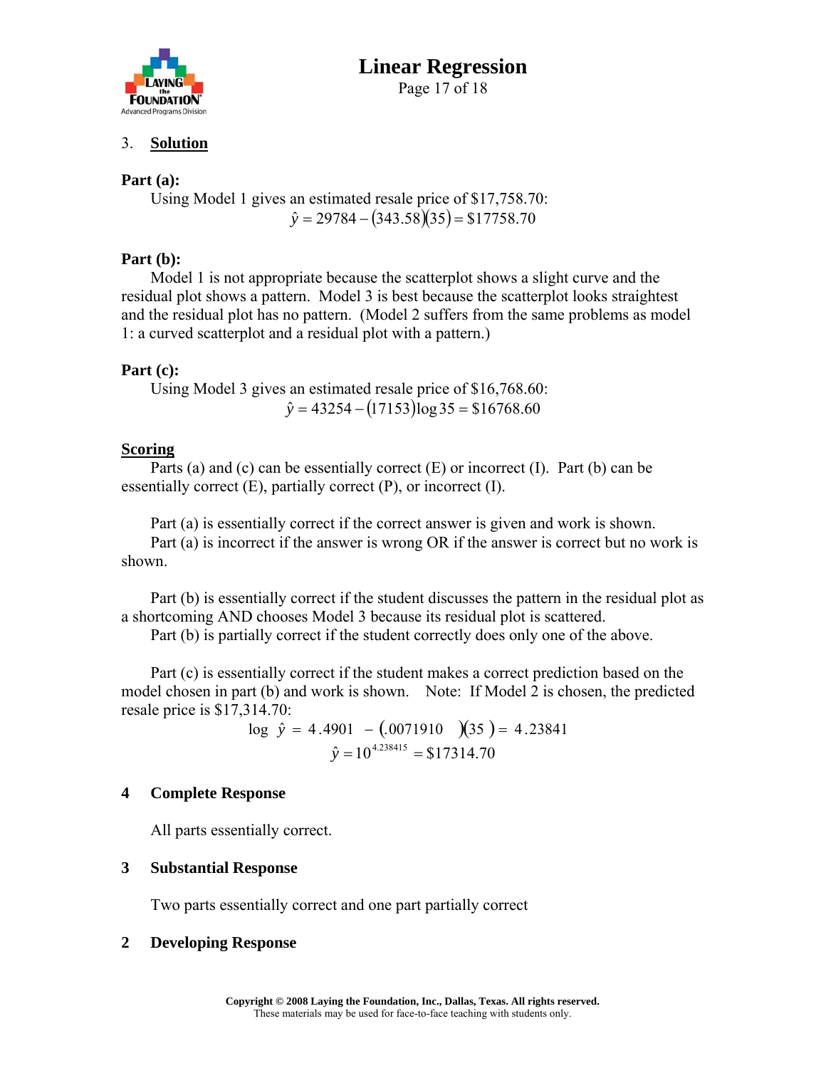3. **Solution**

**Part (a):**

Using Model 1 gives an estimated resale price of $17,758.70:

$$\hat{y} = 29784 - (343.58)(35) = \$17758.70$$

**Part (b):**

Model 1 is not appropriate because the scatterplot shows a slight curve and the residual plot shows a pattern. Model 3 is best because the scatterplot looks straightest and the residual plot has no pattern. (Model 2 suffers from the same problems as model 1: a curved scatterplot and a residual plot with a pattern.)

**Part (c):**

Using Model 3 gives an estimated resale price of $16,768.60:

$$\hat{y} = 43254 - (17153)\log 35 = \$16768.60$$

**Scoring**

Parts (a) and (c) can be essentially correct (E) or incorrect (I). Part (b) can be essentially correct (E), partially correct (P), or incorrect (I).

Part (a) is essentially correct if the correct answer is given and work is shown.
Part (a) is incorrect if the answer is wrong OR if the answer is correct but no work is shown.

Part (b) is essentially correct if the student discusses the pattern in the residual plot as a shortcoming AND chooses Model 3 because its residual plot is scattered.
Part (b) is partially correct if the student correctly does only one of the above.

Part (c) is essentially correct if the student makes a correct prediction based on the model chosen in part (b) and work is shown. Note: If Model 2 is chosen, the predicted resale price is $17,314.70:

$$\log \hat{y} = 4.4901 - (.0071910)(35) = 4.23841$$

$$\hat{y} = 10^{4.238415} = \$17314.70$$

**4 Complete Response**

All parts essentially correct.

**3 Substantial Response**

Two parts essentially correct and one part partially correct

**2 Developing Response**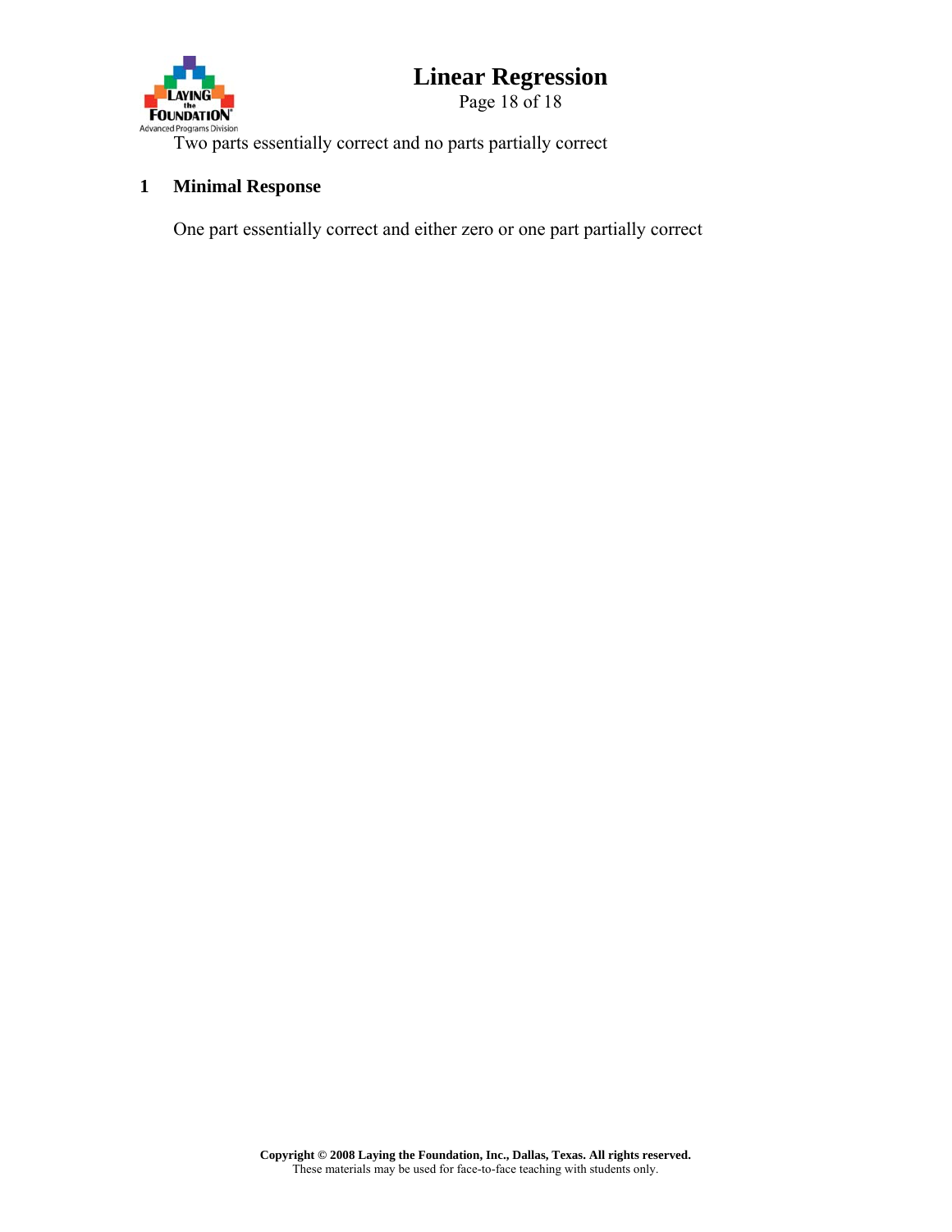Two parts essentially correct and no parts partially correct

**1 Minimal Response**

One part essentially correct and either zero or one part partially correct